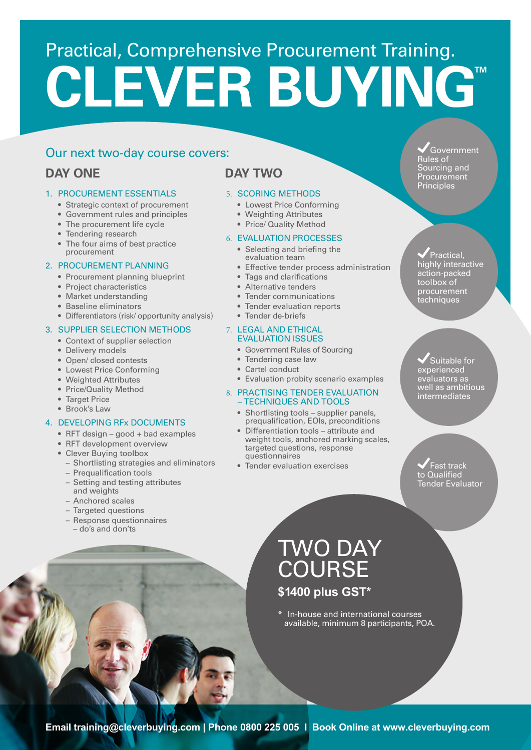Practical, Comprehensive Procurement Training.

# CLEVER BUYING™

## Our next two-day course covers:

## DAY ONE

### 1. PROCUREMENT ESSENTIALS

- Strategic context of procurement
- Government rules and principles
- The procurement life cycle
- Tendering research
- The four aims of best practice procurement

### 2. PROCUREMENT PLANNING

- Procurement planning blueprint
- Project characteristics
- Market understanding
- Baseline eliminators
- Differentiators (risk/ opportunity analysis)

### 3. SUPPLIER SELECTION METHODS

- Context of supplier selection
- Delivery models
- Open/ closed contests
- Lowest Price Conforming
- Weighted Attributes
- Price/Quality Method
- Target Price
- Brook's Law

### 4. DEVELOPING RFx DOCUMENTS

- RFT design – good + bad examples
- RFT development overview
- Clever Buying toolbox
  - Shortlisting strategies and eliminators
  - Prequalification tools
  - Setting and testing attributes and weights
  - Anchored scales
  - Targeted questions
  - Response questionnaires – do's and don'ts

## DAY TWO

### 5. SCORING METHODS

- Lowest Price Conforming
- Weighting Attributes
- Price/ Quality Method

### 6. EVALUATION PROCESSES

- Selecting and briefing the evaluation team
- Effective tender process administration
- Tags and clarifications
- Alternative tenders
- Tender communications
- Tender evaluation reports
- Tender de-briefs

### 7. LEGAL AND ETHICAL EVALUATION ISSUES

- Government Rules of Sourcing
- Tendering case law
- Cartel conduct
- Evaluation probity scenario examples

### 8. PRACTISING TENDER EVALUATION – TECHNIQUES AND TOOLS

- Shortlisting tools – supplier panels, prequalification, EOIs, preconditions
- Differentiation tools – attribute and weight tools, anchored marking scales, targeted questions, response questionnaires
- Tender evaluation exercises

✔ Government Rules of Sourcing and Procurement Principles

✔ Practical, highly interactive action-packed toolbox of procurement techniques

✔ Suitable for experienced evaluators as well as ambitious intermediates

✔ Fast track to Qualified Tender Evaluator

## TWO DAY COURSE

**$1400 plus GST***

\* In-house and international courses available, minimum 8 participants, POA.

**Email training@cleverbuying.com | Phone 0800 225 005 I Book Online at www.cleverbuying.com**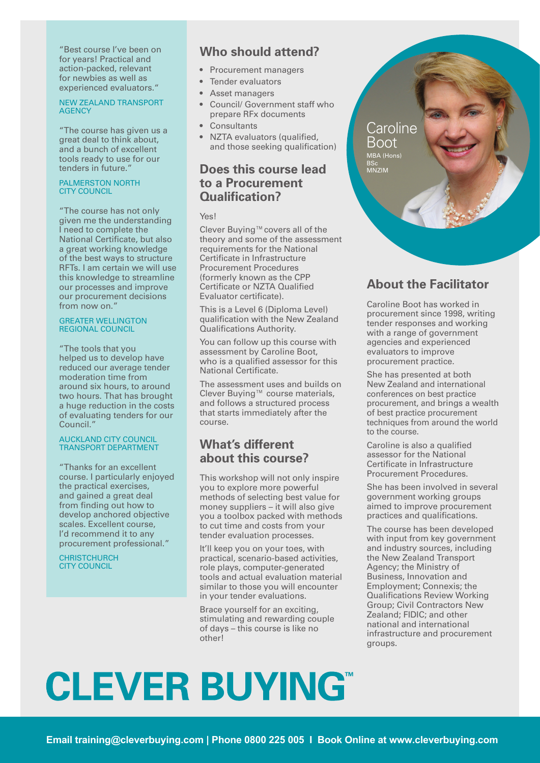"Best course I've been on for years! Practical and action-packed, relevant for newbies as well as experienced evaluators."

NEW ZEALAND TRANSPORT AGENCY

"The course has given us a great deal to think about, and a bunch of excellent tools ready to use for our tenders in future."

PALMERSTON NORTH CITY COUNCIL

"The course has not only given me the understanding I need to complete the National Certificate, but also a great working knowledge of the best ways to structure RFTs. I am certain we will use this knowledge to streamline our processes and improve our procurement decisions from now on."

GREATER WELLINGTON REGIONAL COUNCIL

"The tools that you helped us to develop have reduced our average tender moderation time from around six hours, to around two hours. That has brought a huge reduction in the costs of evaluating tenders for our Council."

AUCKLAND CITY COUNCIL TRANSPORT DEPARTMENT

"Thanks for an excellent course. I particularly enjoyed the practical exercises, and gained a great deal from finding out how to develop anchored objective scales. Excellent course, I'd recommend it to any procurement professional."

CHRISTCHURCH CITY COUNCIL

## Who should attend?

- Procurement managers
- Tender evaluators
- Asset managers
- Council/ Government staff who prepare RFx documents
- Consultants
- NZTA evaluators (qualified, and those seeking qualification)

## Does this course lead to a Procurement Qualification?

Yes!

Clever Buying™ covers all of the theory and some of the assessment requirements for the National Certificate in Infrastructure Procurement Procedures (formerly known as the CPP Certificate or NZTA Qualified Evaluator certificate).

This is a Level 6 (Diploma Level) qualification with the New Zealand Qualifications Authority.

You can follow up this course with assessment by Caroline Boot, who is a qualified assessor for this National Certificate.

The assessment uses and builds on Clever Buying™ course materials, and follows a structured process that starts immediately after the course.

## What's different about this course?

This workshop will not only inspire you to explore more powerful methods of selecting best value for money suppliers – it will also give you a toolbox packed with methods to cut time and costs from your tender evaluation processes.

It'll keep you on your toes, with practical, scenario-based activities, role plays, computer-generated tools and actual evaluation material similar to those you will encounter in your tender evaluations.

Brace yourself for an exciting, stimulating and rewarding couple of days – this course is like no other!

Caroline Boot
MBA (Hons)
BSc
MNZIM

## About the Facilitator

Caroline Boot has worked in procurement since 1998, writing tender responses and working with a range of government agencies and experienced evaluators to improve procurement practice.

She has presented at both New Zealand and international conferences on best practice procurement, and brings a wealth of best practice procurement techniques from around the world to the course.

Caroline is also a qualified assessor for the National Certificate in Infrastructure Procurement Procedures.

She has been involved in several government working groups aimed to improve procurement practices and qualifications.

The course has been developed with input from key government and industry sources, including the New Zealand Transport Agency; the Ministry of Business, Innovation and Employment; Connexis; the Qualifications Review Working Group; Civil Contractors New Zealand; FIDIC; and other national and international infrastructure and procurement groups.

# CLEVER BUYING™

**Email training@cleverbuying.com | Phone 0800 225 005 I Book Online at www.cleverbuying.com**